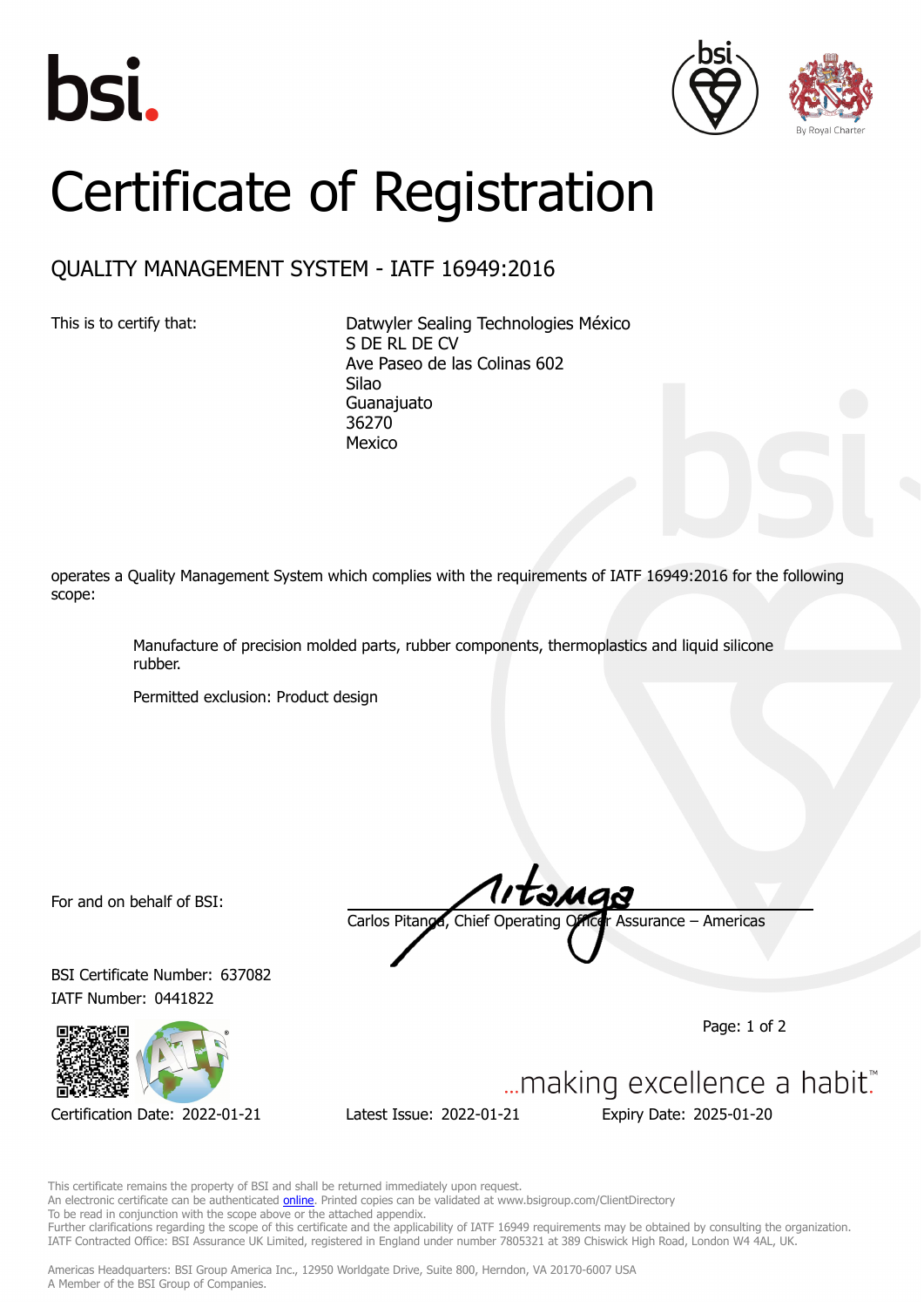# Certificate of Registration

## QUALITY MANAGEMENT SYSTEM - IATF 16949:2016

This is to certify that:

Datwyler Sealing Technologies México
S DE RL DE CV
Ave Paseo de las Colinas 602
Silao
Guanajuato
36270
Mexico

operates a Quality Management System which complies with the requirements of IATF 16949:2016 for the following scope:

Manufacture of precision molded parts, rubber components, thermoplastics and liquid silicone rubber.

Permitted exclusion: Product design

For and on behalf of BSI:

Carlos Pitanga, Chief Operating Officer Assurance – Americas

BSI Certificate Number: 637082
IATF Number: 0441822

...making excellence a habit.™

Certification Date: 2022-01-21 Latest Issue: 2022-01-21 Expiry Date: 2025-01-20

This certificate remains the property of BSI and shall be returned immediately upon request.
An electronic certificate can be authenticated online. Printed copies can be validated at www.bsigroup.com/ClientDirectory
To be read in conjunction with the scope above or the attached appendix.
Further clarifications regarding the scope of this certificate and the applicability of IATF 16949 requirements may be obtained by consulting the organization.
IATF Contracted Office: BSI Assurance UK Limited, registered in England under number 7805321 at 389 Chiswick High Road, London W4 4AL, UK.

Americas Headquarters: BSI Group America Inc., 12950 Worldgate Drive, Suite 800, Herndon, VA 20170-6007 USA
A Member of the BSI Group of Companies.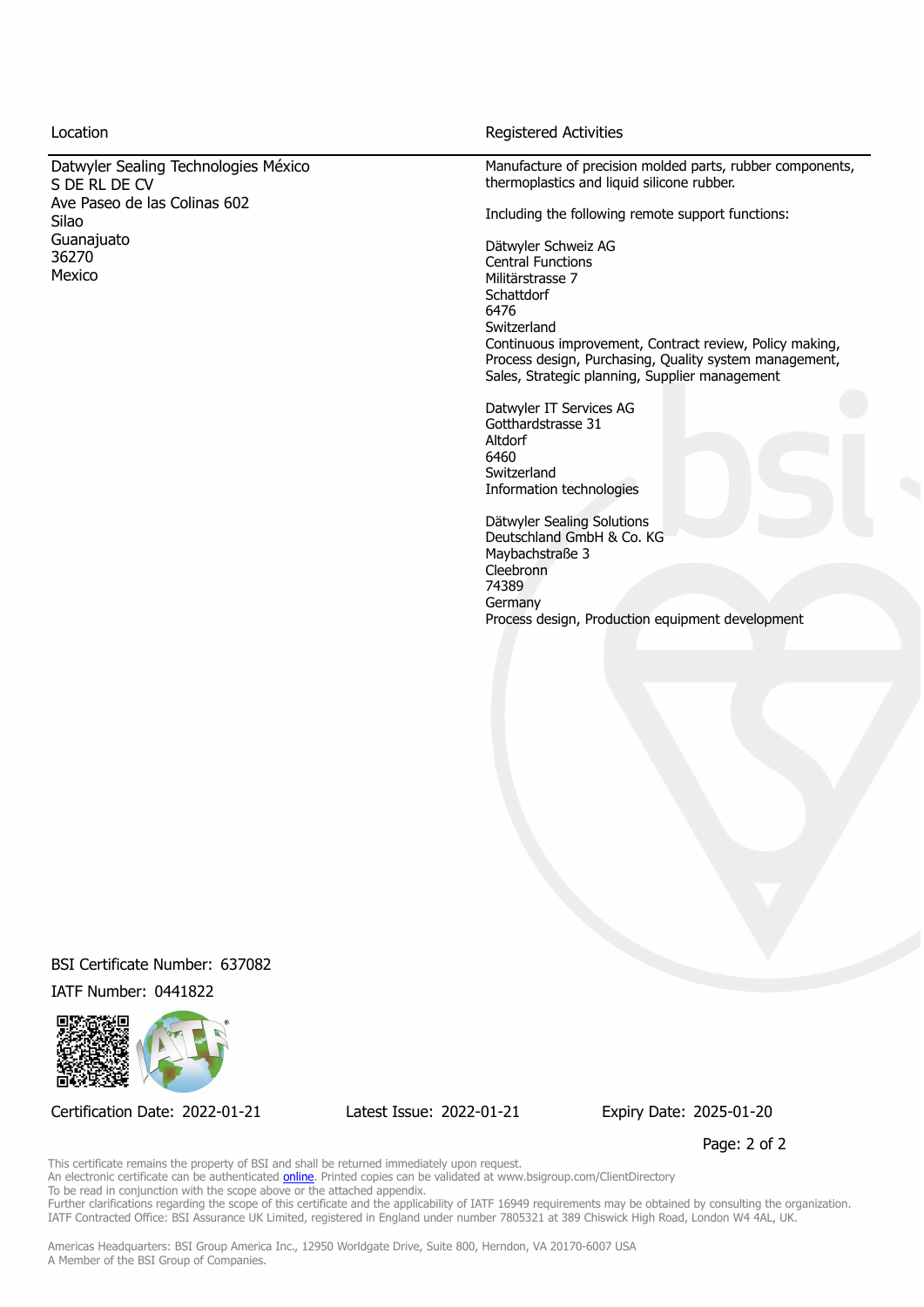| Location | Registered Activities |
| --- | --- |
| Datwyler Sealing Technologies México S DE RL DE CV<br>Ave Paseo de las Colinas 602<br>Silao<br>Guanajuato<br>36270<br>Mexico | Manufacture of precision molded parts, rubber components, thermoplastics and liquid silicone rubber.<br><br>Including the following remote support functions:<br><br>Dätwyler Schweiz AG<br>Central Functions<br>Militärstrasse 7<br>Schattdorf<br>6476<br>Switzerland<br>Continuous improvement, Contract review, Policy making, Process design, Purchasing, Quality system management, Sales, Strategic planning, Supplier management<br><br>Datwyler IT Services AG<br>Gotthardstrasse 31<br>Altdorf<br>6460<br>Switzerland<br>Information technologies<br><br>Dätwyler Sealing Solutions Deutschland GmbH & Co. KG<br>Maybachstraße 3<br>Cleebronn<br>74389<br>Germany<br>Process design, Production equipment development |

BSI Certificate Number: 637082

IATF Number: 0441822

Certification Date: 2022-01-21 | Latest Issue: 2022-01-21 | Expiry Date: 2025-01-20

This certificate remains the property of BSI and shall be returned immediately upon request.
An electronic certificate can be authenticated online. Printed copies can be validated at www.bsigroup.com/ClientDirectory
To be read in conjunction with the scope above or the attached appendix.
Further clarifications regarding the scope of this certificate and the applicability of IATF 16949 requirements may be obtained by consulting the organization.
IATF Contracted Office: BSI Assurance UK Limited, registered in England under number 7805321 at 389 Chiswick High Road, London W4 4AL, UK.

Americas Headquarters: BSI Group America Inc., 12950 Worldgate Drive, Suite 800, Herndon, VA 20170-6007 USA
A Member of the BSI Group of Companies.